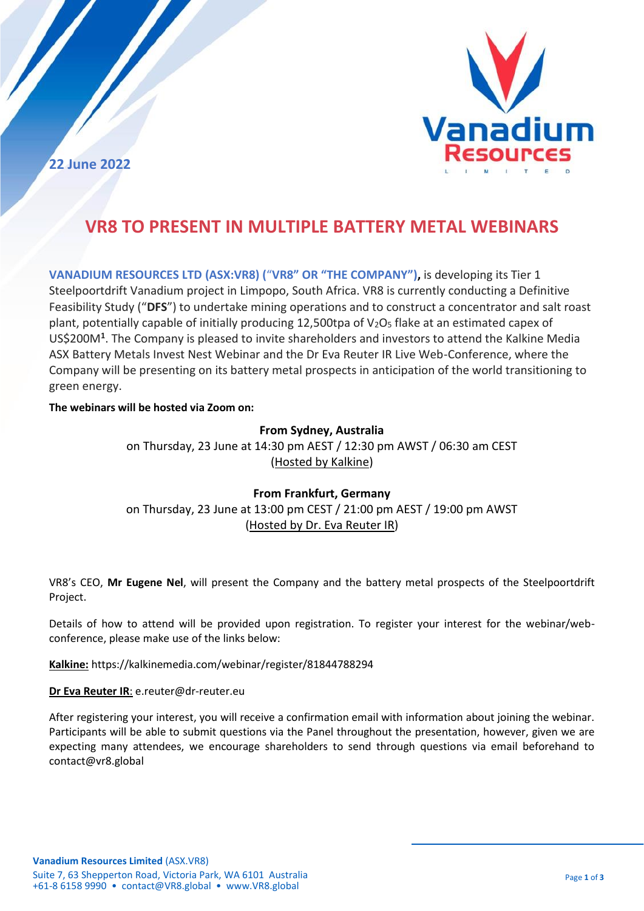22 June 2022

# VR8 TO PRESENT IN MULTIPLE BATTERY METAL WEBINARS

**VANADIUM RESOURCES LTD (ASX:VR8) ("VR8" OR "THE COMPANY"),** is developing its Tier 1 Steelpoortdrift Vanadium project in Limpopo, South Africa. VR8 is currently conducting a Definitive Feasibility Study ("**DFS**") to undertake mining operations and to construct a concentrator and salt roast plant, potentially capable of initially producing 12,500tpa of $V_2O_5$ flake at an estimated capex of US$200M[1]. The Company is pleased to invite shareholders and investors to attend the Kalkine Media ASX Battery Metals Invest Nest Webinar and the Dr Eva Reuter IR Live Web-Conference, where the Company will be presenting on its battery metal prospects in anticipation of the world transitioning to green energy.

**The webinars will be hosted via Zoom on:**

**From Sydney, Australia**
on Thursday, 23 June at 14:30 pm AEST / 12:30 pm AWST / 06:30 am CEST
(Hosted by Kalkine)

**From Frankfurt, Germany**
on Thursday, 23 June at 13:00 pm CEST / 21:00 pm AEST / 19:00 pm AWST
(Hosted by Dr. Eva Reuter IR)

VR8's CEO, **Mr Eugene Nel**, will present the Company and the battery metal prospects of the Steelpoortdrift Project.

Details of how to attend will be provided upon registration. To register your interest for the webinar/web-conference, please make use of the links below:

**Kalkine:** https://kalkinemedia.com/webinar/register/81844788294

**Dr Eva Reuter IR**: e.reuter@dr-reuter.eu

After registering your interest, you will receive a confirmation email with information about joining the webinar. Participants will be able to submit questions via the Panel throughout the presentation, however, given we are expecting many attendees, we encourage shareholders to send through questions via email beforehand to contact@vr8.global

**Vanadium Resources Limited** (ASX.VR8)
Suite 7, 63 Shepperton Road, Victoria Park, WA 6101 Australia
+61-8 6158 9990 • contact@VR8.global • www.VR8.global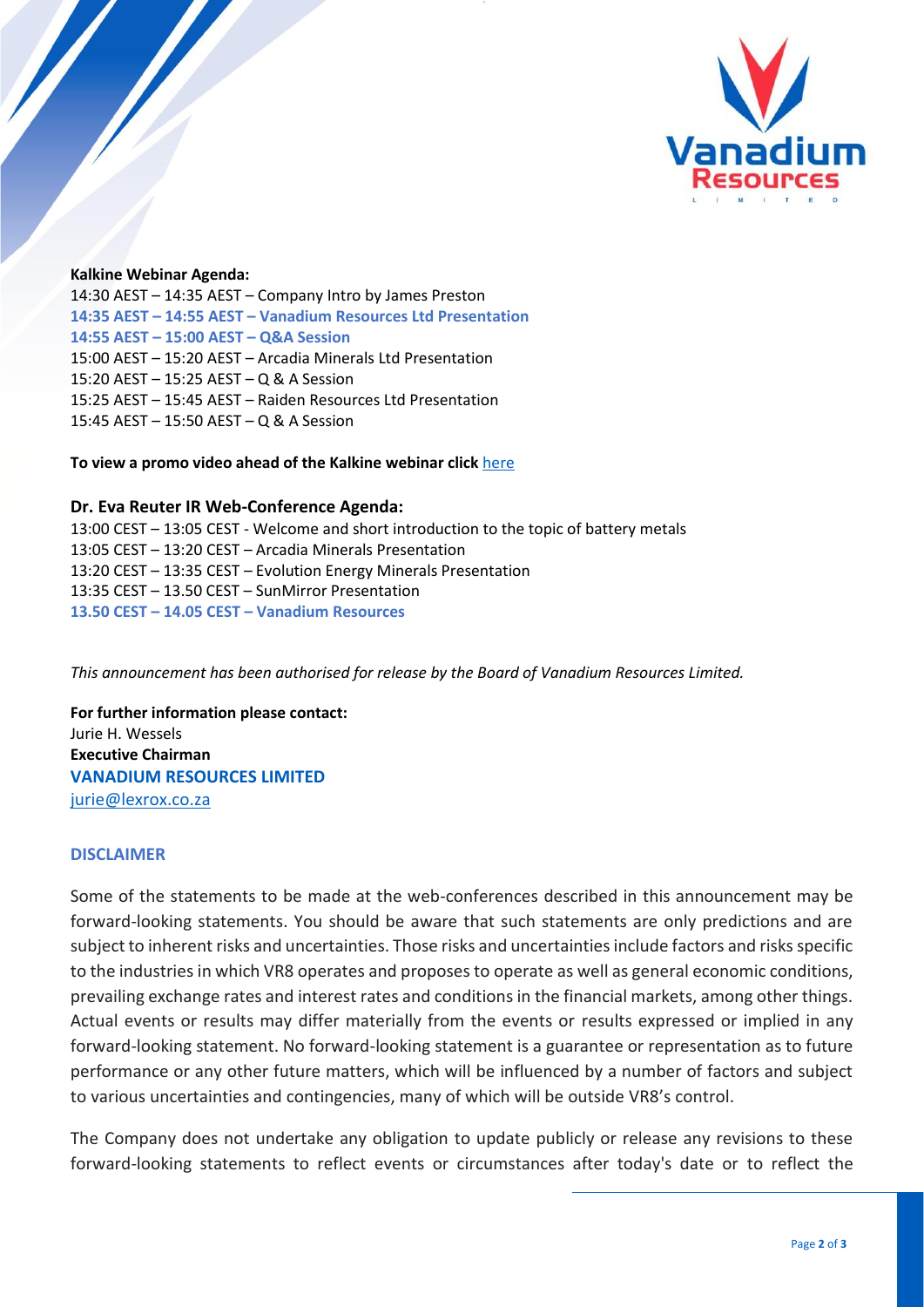**Kalkine Webinar Agenda:**
14:30 AEST – 14:35 AEST – Company Intro by James Preston
**14:35 AEST – 14:55 AEST – Vanadium Resources Ltd Presentation**
**14:55 AEST – 15:00 AEST – Q&A Session**
15:00 AEST – 15:20 AEST – Arcadia Minerals Ltd Presentation
15:20 AEST – 15:25 AEST – Q & A Session
15:25 AEST – 15:45 AEST – Raiden Resources Ltd Presentation
15:45 AEST – 15:50 AEST – Q & A Session

**To view a promo video ahead of the Kalkine webinar click** here

**Dr. Eva Reuter IR Web-Conference Agenda:**
13:00 CEST – 13:05 CEST - Welcome and short introduction to the topic of battery metals
13:05 CEST – 13:20 CEST – Arcadia Minerals Presentation
13:20 CEST – 13:35 CEST – Evolution Energy Minerals Presentation
13:35 CEST – 13.50 CEST – SunMirror Presentation
**13.50 CEST – 14.05 CEST – Vanadium Resources**

*This announcement has been authorised for release by the Board of Vanadium Resources Limited.*

**For further information please contact:**
Jurie H. Wessels
**Executive Chairman**
**VANADIUM RESOURCES LIMITED**
jurie@lexrox.co.za

## DISCLAIMER

Some of the statements to be made at the web-conferences described in this announcement may be forward-looking statements. You should be aware that such statements are only predictions and are subject to inherent risks and uncertainties. Those risks and uncertainties include factors and risks specific to the industries in which VR8 operates and proposes to operate as well as general economic conditions, prevailing exchange rates and interest rates and conditions in the financial markets, among other things. Actual events or results may differ materially from the events or results expressed or implied in any forward-looking statement. No forward-looking statement is a guarantee or representation as to future performance or any other future matters, which will be influenced by a number of factors and subject to various uncertainties and contingencies, many of which will be outside VR8's control.

The Company does not undertake any obligation to update publicly or release any revisions to these forward-looking statements to reflect events or circumstances after today's date or to reflect the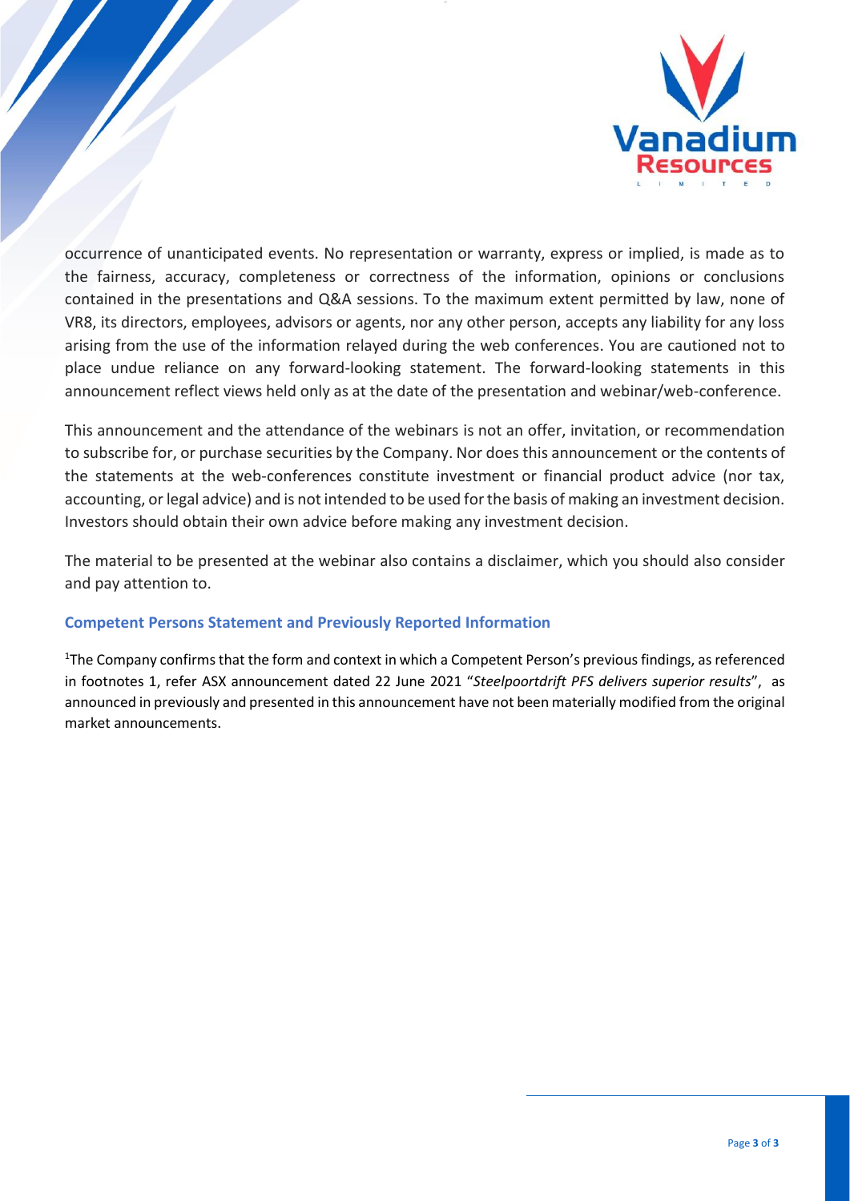occurrence of unanticipated events. No representation or warranty, express or implied, is made as to the fairness, accuracy, completeness or correctness of the information, opinions or conclusions contained in the presentations and Q&A sessions. To the maximum extent permitted by law, none of VR8, its directors, employees, advisors or agents, nor any other person, accepts any liability for any loss arising from the use of the information relayed during the web conferences. You are cautioned not to place undue reliance on any forward-looking statement. The forward-looking statements in this announcement reflect views held only as at the date of the presentation and webinar/web-conference.

This announcement and the attendance of the webinars is not an offer, invitation, or recommendation to subscribe for, or purchase securities by the Company. Nor does this announcement or the contents of the statements at the web-conferences constitute investment or financial product advice (nor tax, accounting, or legal advice) and is not intended to be used for the basis of making an investment decision. Investors should obtain their own advice before making any investment decision.

The material to be presented at the webinar also contains a disclaimer, which you should also consider and pay attention to.

### Competent Persons Statement and Previously Reported Information

[1]The Company confirms that the form and context in which a Competent Person's previous findings, as referenced in footnotes 1, refer ASX announcement dated 22 June 2021 "*Steelpoortdrift PFS delivers superior results*", as announced in previously and presented in this announcement have not been materially modified from the original market announcements.